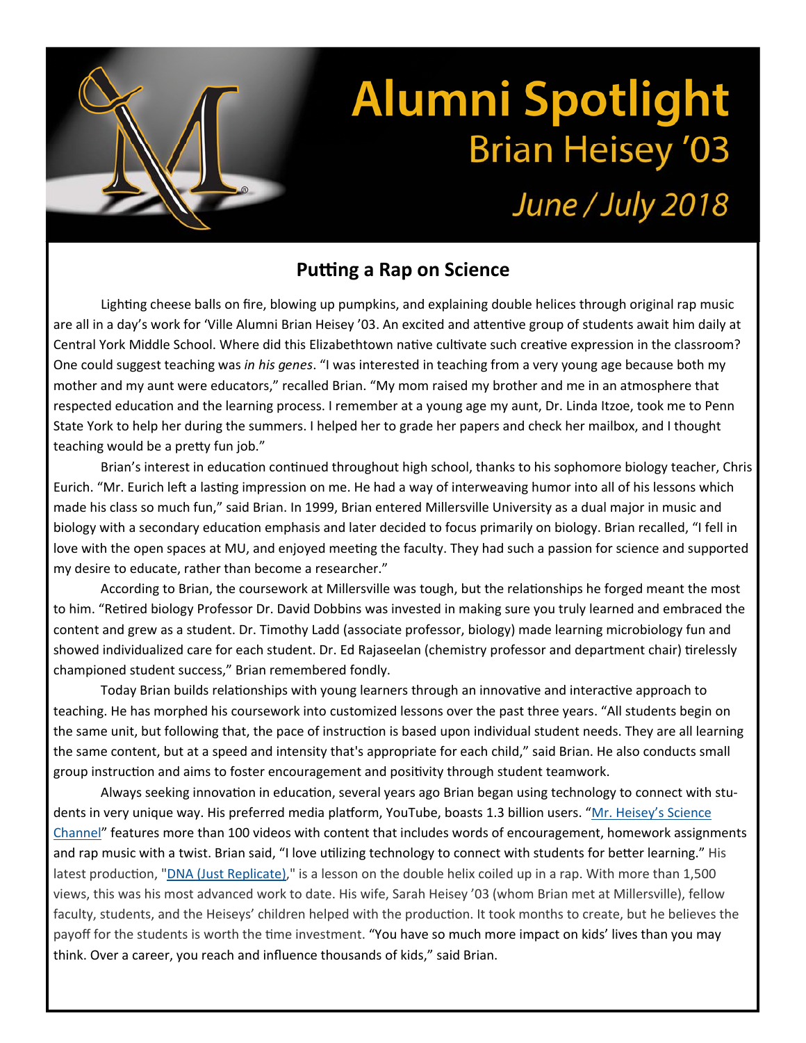# Alumni Spotlight

## Brian Heisey '03

*June / July 2018*

### Putting a Rap on Science

Lighting cheese balls on fire, blowing up pumpkins, and explaining double helices through original rap music are all in a day's work for 'Ville Alumni Brian Heisey '03. An excited and attentive group of students await him daily at Central York Middle School. Where did this Elizabethtown native cultivate such creative expression in the classroom? One could suggest teaching was *in his genes*. "I was interested in teaching from a very young age because both my mother and my aunt were educators," recalled Brian. "My mom raised my brother and me in an atmosphere that respected education and the learning process. I remember at a young age my aunt, Dr. Linda Itzoe, took me to Penn State York to help her during the summers. I helped her to grade her papers and check her mailbox, and I thought teaching would be a pretty fun job."

Brian's interest in education continued throughout high school, thanks to his sophomore biology teacher, Chris Eurich. "Mr. Eurich left a lasting impression on me. He had a way of interweaving humor into all of his lessons which made his class so much fun," said Brian. In 1999, Brian entered Millersville University as a dual major in music and biology with a secondary education emphasis and later decided to focus primarily on biology. Brian recalled, "I fell in love with the open spaces at MU, and enjoyed meeting the faculty. They had such a passion for science and supported my desire to educate, rather than become a researcher."

According to Brian, the coursework at Millersville was tough, but the relationships he forged meant the most to him. "Retired biology Professor Dr. David Dobbins was invested in making sure you truly learned and embraced the content and grew as a student. Dr. Timothy Ladd (associate professor, biology) made learning microbiology fun and showed individualized care for each student. Dr. Ed Rajaseelan (chemistry professor and department chair) tirelessly championed student success," Brian remembered fondly.

Today Brian builds relationships with young learners through an innovative and interactive approach to teaching. He has morphed his coursework into customized lessons over the past three years. "All students begin on the same unit, but following that, the pace of instruction is based upon individual student needs. They are all learning the same content, but at a speed and intensity that's appropriate for each child," said Brian. He also conducts small group instruction and aims to foster encouragement and positivity through student teamwork.

Always seeking innovation in education, several years ago Brian began using technology to connect with students in very unique way. His preferred media platform, YouTube, boasts 1.3 billion users. "Mr. Heisey's Science Channel" features more than 100 videos with content that includes words of encouragement, homework assignments and rap music with a twist. Brian said, "I love utilizing technology to connect with students for better learning." His latest production, "DNA (Just Replicate)," is a lesson on the double helix coiled up in a rap. With more than 1,500 views, this was his most advanced work to date. His wife, Sarah Heisey '03 (whom Brian met at Millersville), fellow faculty, students, and the Heiseys' children helped with the production. It took months to create, but he believes the payoff for the students is worth the time investment. "You have so much more impact on kids' lives than you may think. Over a career, you reach and influence thousands of kids," said Brian.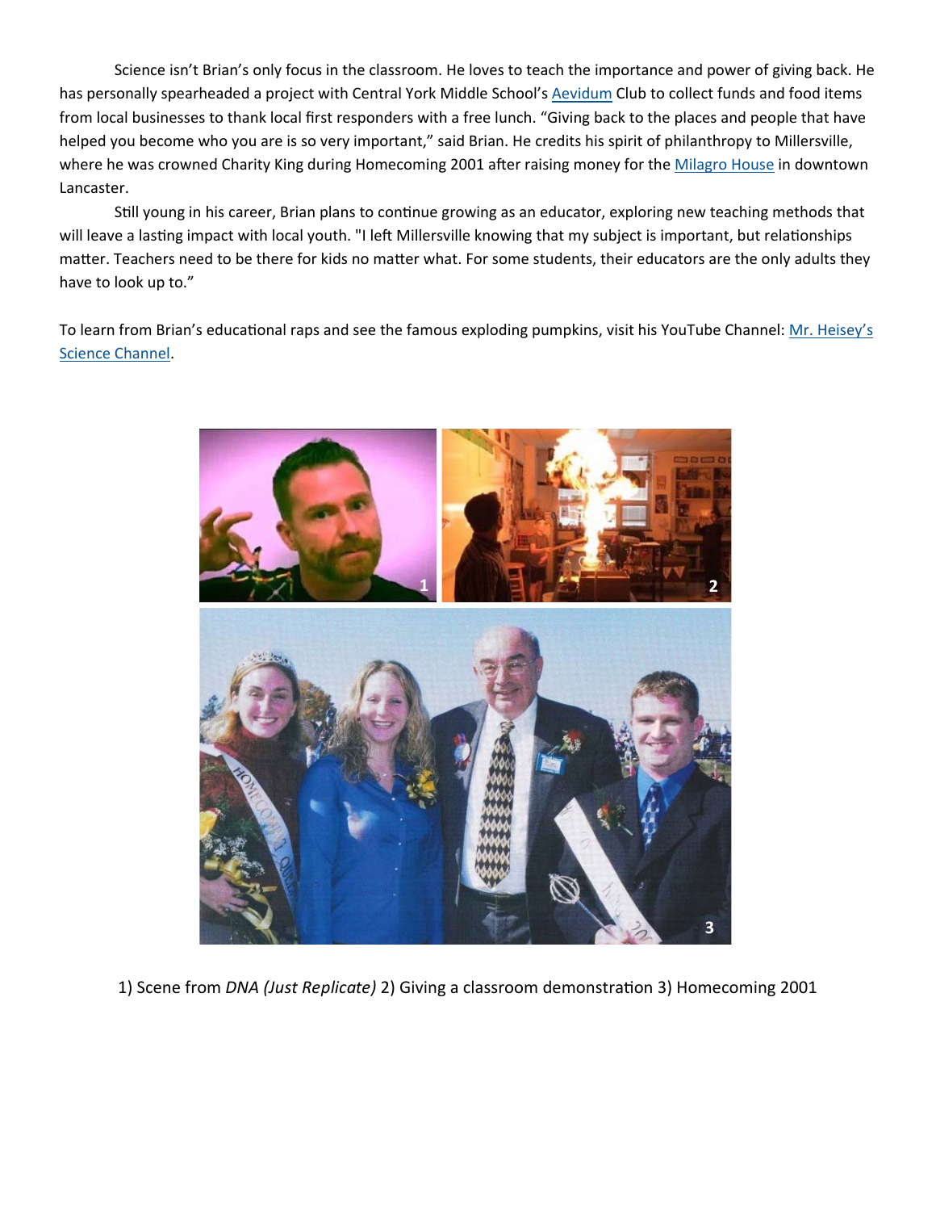Science isn't Brian's only focus in the classroom. He loves to teach the importance and power of giving back. He has personally spearheaded a project with Central York Middle School's Aevidum Club to collect funds and food items from local businesses to thank local first responders with a free lunch. "Giving back to the places and people that have helped you become who you are is so very important," said Brian. He credits his spirit of philanthropy to Millersville, where he was crowned Charity King during Homecoming 2001 after raising money for the Milagro House in downtown Lancaster.

Still young in his career, Brian plans to continue growing as an educator, exploring new teaching methods that will leave a lasting impact with local youth. "I left Millersville knowing that my subject is important, but relationships matter. Teachers need to be there for kids no matter what. For some students, their educators are the only adults they have to look up to."

To learn from Brian's educational raps and see the famous exploding pumpkins, visit his YouTube Channel: Mr. Heisey's Science Channel.

1) Scene from *DNA (Just Replicate)* 2) Giving a classroom demonstration 3) Homecoming 2001